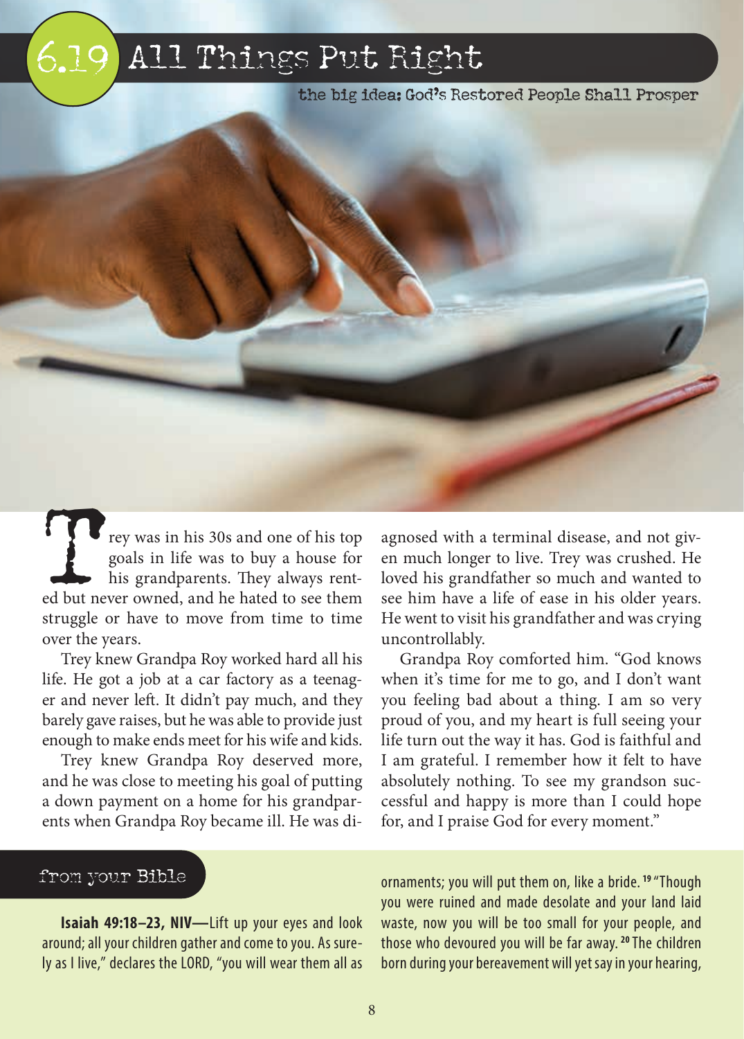# 6.19 All Things Put Right

the big idea: God's Restored People Shall Prosper

Trey was in his 30s and one of his top goals in life was to buy a house for his grandparents. They always rented but never owned, and he hated to see them struggle or have to move from time to time over the years.

Trey knew Grandpa Roy worked hard all his life. He got a job at a car factory as a teenager and never left. It didn't pay much, and they barely gave raises, but he was able to provide just enough to make ends meet for his wife and kids.

Trey knew Grandpa Roy deserved more, and he was close to meeting his goal of putting a down payment on a home for his grandparents when Grandpa Roy became ill. He was diagnosed with a terminal disease, and not given much longer to live. Trey was crushed. He loved his grandfather so much and wanted to see him have a life of ease in his older years. He went to visit his grandfather and was crying uncontrollably.

Grandpa Roy comforted him. "God knows when it's time for me to go, and I don't want you feeling bad about a thing. I am so very proud of you, and my heart is full seeing your life turn out the way it has. God is faithful and I am grateful. I remember how it felt to have absolutely nothing. To see my grandson successful and happy is more than I could hope for, and I praise God for every moment."

## from your Bible

**Isaiah 49:18–23, NIV—**Lift up your eyes and look around; all your children gather and come to you. As surely as I live," declares the LORD, "you will wear them all as ornaments; you will put them on, like a bride. [19] "Though you were ruined and made desolate and your land laid waste, now you will be too small for your people, and those who devoured you will be far away. [20] The children born during your bereavement will yet say in your hearing,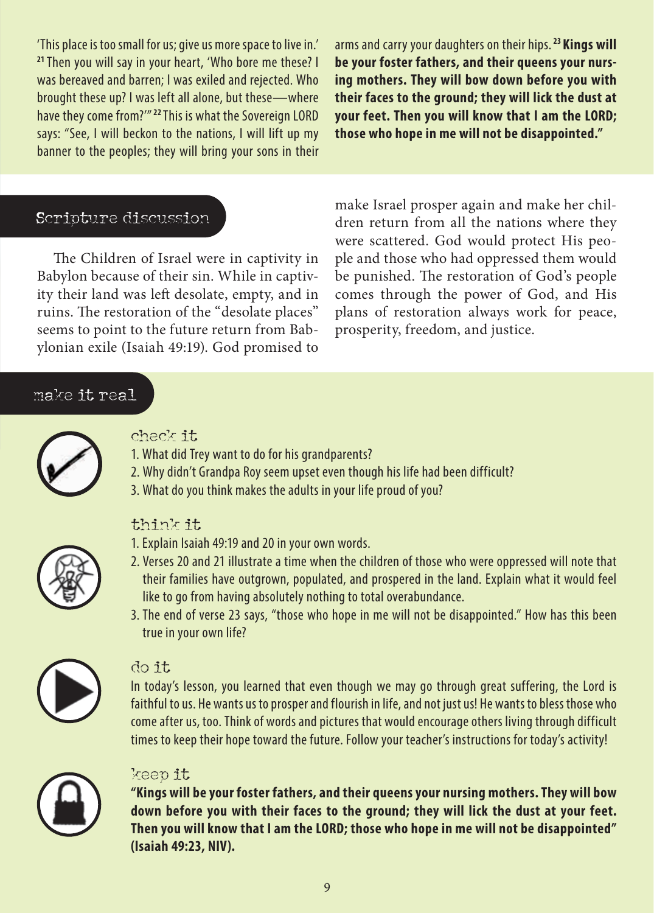'This place is too small for us; give us more space to live in.' [21] Then you will say in your heart, 'Who bore me these? I was bereaved and barren; I was exiled and rejected. Who brought these up? I was left all alone, but these—where have they come from?'" [22] This is what the Sovereign LORD says: "See, I will beckon to the nations, I will lift up my banner to the peoples; they will bring your sons in their arms and carry your daughters on their hips. [23] **Kings will be your foster fathers, and their queens your nursing mothers. They will bow down before you with their faces to the ground; they will lick the dust at your feet. Then you will know that I am the LORD; those who hope in me will not be disappointed."**

## Scripture discussion

The Children of Israel were in captivity in Babylon because of their sin. While in captivity their land was left desolate, empty, and in ruins. The restoration of the "desolate places" seems to point to the future return from Babylonian exile (Isaiah 49:19). God promised to make Israel prosper again and make her children return from all the nations where they were scattered. God would protect His people and those who had oppressed them would be punished. The restoration of God's people comes through the power of God, and His plans of restoration always work for peace, prosperity, freedom, and justice.

## make it real

### check it

1. What did Trey want to do for his grandparents?
2. Why didn't Grandpa Roy seem upset even though his life had been difficult?
3. What do you think makes the adults in your life proud of you?

### think it

1. Explain Isaiah 49:19 and 20 in your own words.
2. Verses 20 and 21 illustrate a time when the children of those who were oppressed will note that their families have outgrown, populated, and prospered in the land. Explain what it would feel like to go from having absolutely nothing to total overabundance.
3. The end of verse 23 says, "those who hope in me will not be disappointed." How has this been true in your own life?

### do it

In today's lesson, you learned that even though we may go through great suffering, the Lord is faithful to us. He wants us to prosper and flourish in life, and not just us! He wants to bless those who come after us, too. Think of words and pictures that would encourage others living through difficult times to keep their hope toward the future. Follow your teacher's instructions for today's activity!

### keep it

**"Kings will be your foster fathers, and their queens your nursing mothers. They will bow down before you with their faces to the ground; they will lick the dust at your feet. Then you will know that I am the LORD; those who hope in me will not be disappointed" (Isaiah 49:23, NIV).**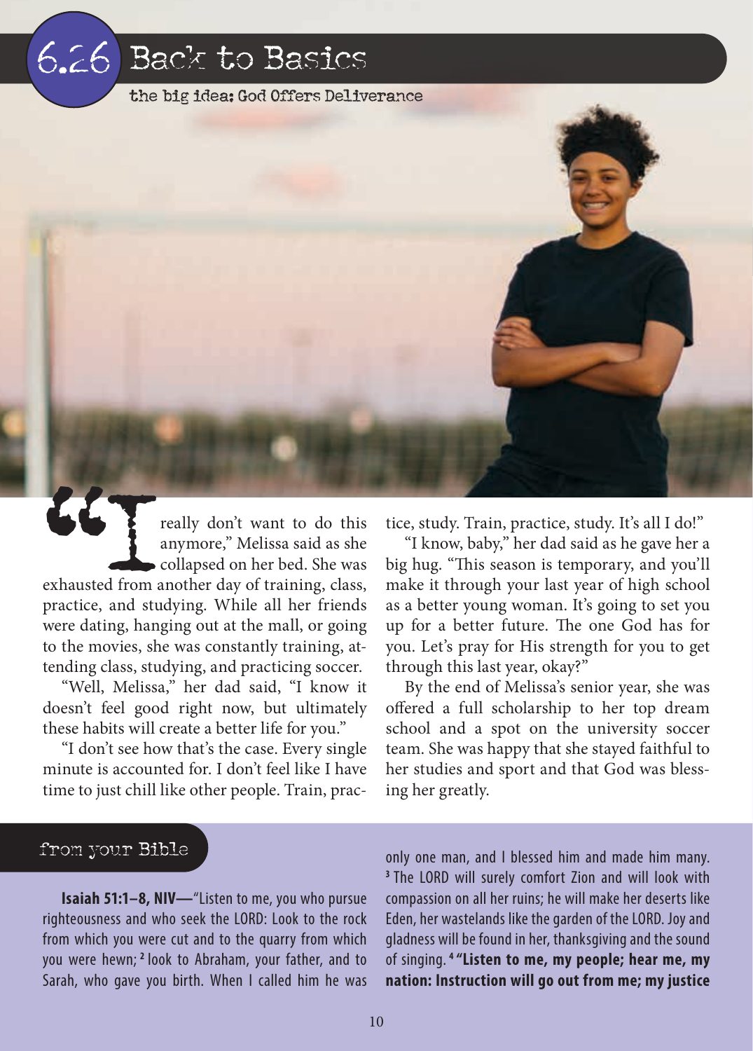# 6.26 Back to Basics

the big idea: God Offers Deliverance

"I really don't want to do this anymore," Melissa said as she collapsed on her bed. She was exhausted from another day of training, class, practice, and studying. While all her friends were dating, hanging out at the mall, or going to the movies, she was constantly training, attending class, studying, and practicing soccer.

"Well, Melissa," her dad said, "I know it doesn't feel good right now, but ultimately these habits will create a better life for you."

"I don't see how that's the case. Every single minute is accounted for. I don't feel like I have time to just chill like other people. Train, practice, study. Train, practice, study. It's all I do!"

"I know, baby," her dad said as he gave her a big hug. "This season is temporary, and you'll make it through your last year of high school as a better young woman. It's going to set you up for a better future. The one God has for you. Let's pray for His strength for you to get through this last year, okay?"

By the end of Melissa's senior year, she was offered a full scholarship to her top dream school and a spot on the university soccer team. She was happy that she stayed faithful to her studies and sport and that God was blessing her greatly.

## from your Bible

**Isaiah 51:1–8, NIV—**"Listen to me, you who pursue righteousness and who seek the LORD: Look to the rock from which you were cut and to the quarry from which you were hewn; [2] look to Abraham, your father, and to Sarah, who gave you birth. When I called him he was only one man, and I blessed him and made him many. [3] The LORD will surely comfort Zion and will look with compassion on all her ruins; he will make her deserts like Eden, her wastelands like the garden of the LORD. Joy and gladness will be found in her, thanksgiving and the sound of singing. [4] **"Listen to me, my people; hear me, my nation: Instruction will go out from me; my justice**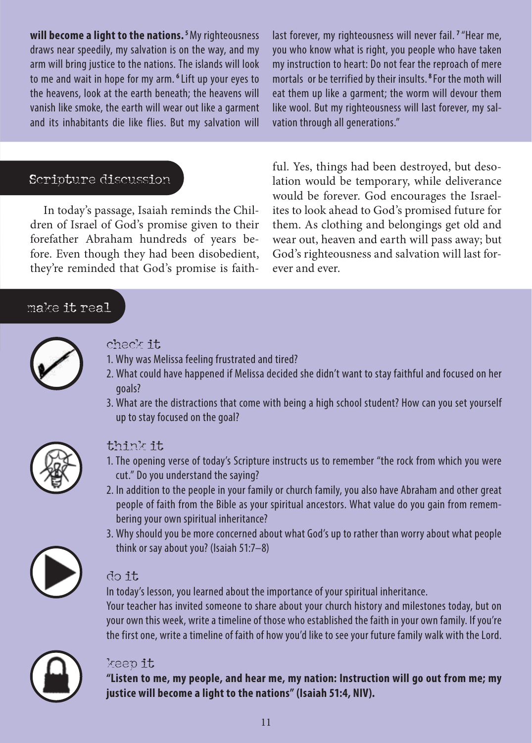**will become a light to the nations.** [5] My righteousness draws near speedily, my salvation is on the way, and my arm will bring justice to the nations. The islands will look to me and wait in hope for my arm. [6] Lift up your eyes to the heavens, look at the earth beneath; the heavens will vanish like smoke, the earth will wear out like a garment and its inhabitants die like flies. But my salvation will last forever, my righteousness will never fail. [7] "Hear me, you who know what is right, you people who have taken my instruction to heart: Do not fear the reproach of mere mortals or be terrified by their insults. [8] For the moth will eat them up like a garment; the worm will devour them like wool. But my righteousness will last forever, my salvation through all generations."

## Scripture discussion

In today's passage, Isaiah reminds the Children of Israel of God's promise given to their forefather Abraham hundreds of years before. Even though they had been disobedient, they're reminded that God's promise is faithful. Yes, things had been destroyed, but desolation would be temporary, while deliverance would be forever. God encourages the Israelites to look ahead to God's promised future for them. As clothing and belongings get old and wear out, heaven and earth will pass away; but God's righteousness and salvation will last forever and ever.

## make it real

### check it

1. Why was Melissa feeling frustrated and tired?
2. What could have happened if Melissa decided she didn't want to stay faithful and focused on her goals?
3. What are the distractions that come with being a high school student? How can you set yourself up to stay focused on the goal?

### think it

1. The opening verse of today's Scripture instructs us to remember "the rock from which you were cut." Do you understand the saying?
2. In addition to the people in your family or church family, you also have Abraham and other great people of faith from the Bible as your spiritual ancestors. What value do you gain from remembering your own spiritual inheritance?
3. Why should you be more concerned about what God's up to rather than worry about what people think or say about you? (Isaiah 51:7–8)

### do it

In today's lesson, you learned about the importance of your spiritual inheritance.

Your teacher has invited someone to share about your church history and milestones today, but on your own this week, write a timeline of those who established the faith in your own family. If you're the first one, write a timeline of faith of how you'd like to see your future family walk with the Lord.

### keep it

**"Listen to me, my people, and hear me, my nation: Instruction will go out from me; my justice will become a light to the nations" (Isaiah 51:4, NIV).**